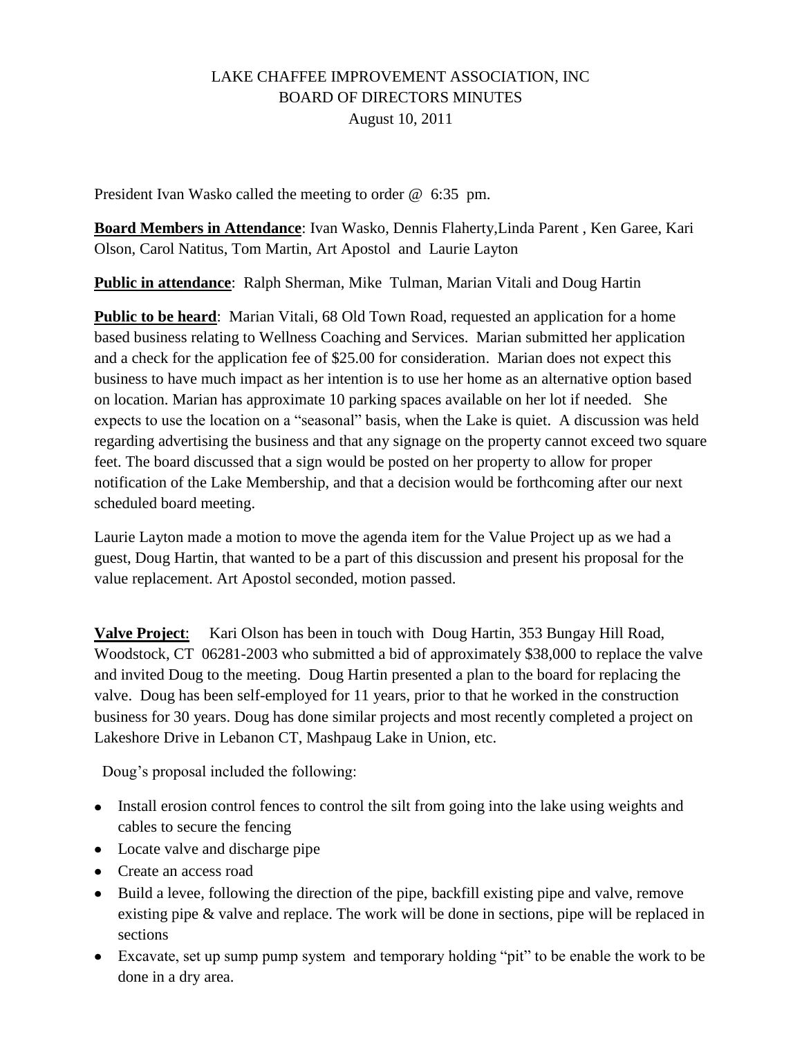LAKE CHAFFEE IMPROVEMENT ASSOCIATION, INC
BOARD OF DIRECTORS MINUTES
August 10, 2011

President Ivan Wasko called the meeting to order @ 6:35 pm.

**Board Members in Attendance**: Ivan Wasko, Dennis Flaherty,Linda Parent , Ken Garee, Kari Olson, Carol Natitus, Tom Martin, Art Apostol and Laurie Layton

**Public in attendance**: Ralph Sherman, Mike Tulman, Marian Vitali and Doug Hartin

**Public to be heard**: Marian Vitali, 68 Old Town Road, requested an application for a home based business relating to Wellness Coaching and Services. Marian submitted her application and a check for the application fee of $25.00 for consideration. Marian does not expect this business to have much impact as her intention is to use her home as an alternative option based on location. Marian has approximate 10 parking spaces available on her lot if needed. She expects to use the location on a "seasonal" basis, when the Lake is quiet. A discussion was held regarding advertising the business and that any signage on the property cannot exceed two square feet. The board discussed that a sign would be posted on her property to allow for proper notification of the Lake Membership, and that a decision would be forthcoming after our next scheduled board meeting.

Laurie Layton made a motion to move the agenda item for the Value Project up as we had a guest, Doug Hartin, that wanted to be a part of this discussion and present his proposal for the value replacement. Art Apostol seconded, motion passed.

**Valve Project**: Kari Olson has been in touch with Doug Hartin, 353 Bungay Hill Road, Woodstock, CT 06281-2003 who submitted a bid of approximately $38,000 to replace the valve and invited Doug to the meeting. Doug Hartin presented a plan to the board for replacing the valve. Doug has been self-employed for 11 years, prior to that he worked in the construction business for 30 years. Doug has done similar projects and most recently completed a project on Lakeshore Drive in Lebanon CT, Mashpaug Lake in Union, etc.

Doug's proposal included the following:

- Install erosion control fences to control the silt from going into the lake using weights and cables to secure the fencing
- Locate valve and discharge pipe
- Create an access road
- Build a levee, following the direction of the pipe, backfill existing pipe and valve, remove existing pipe & valve and replace. The work will be done in sections, pipe will be replaced in sections
- Excavate, set up sump pump system and temporary holding "pit" to be enable the work to be done in a dry area.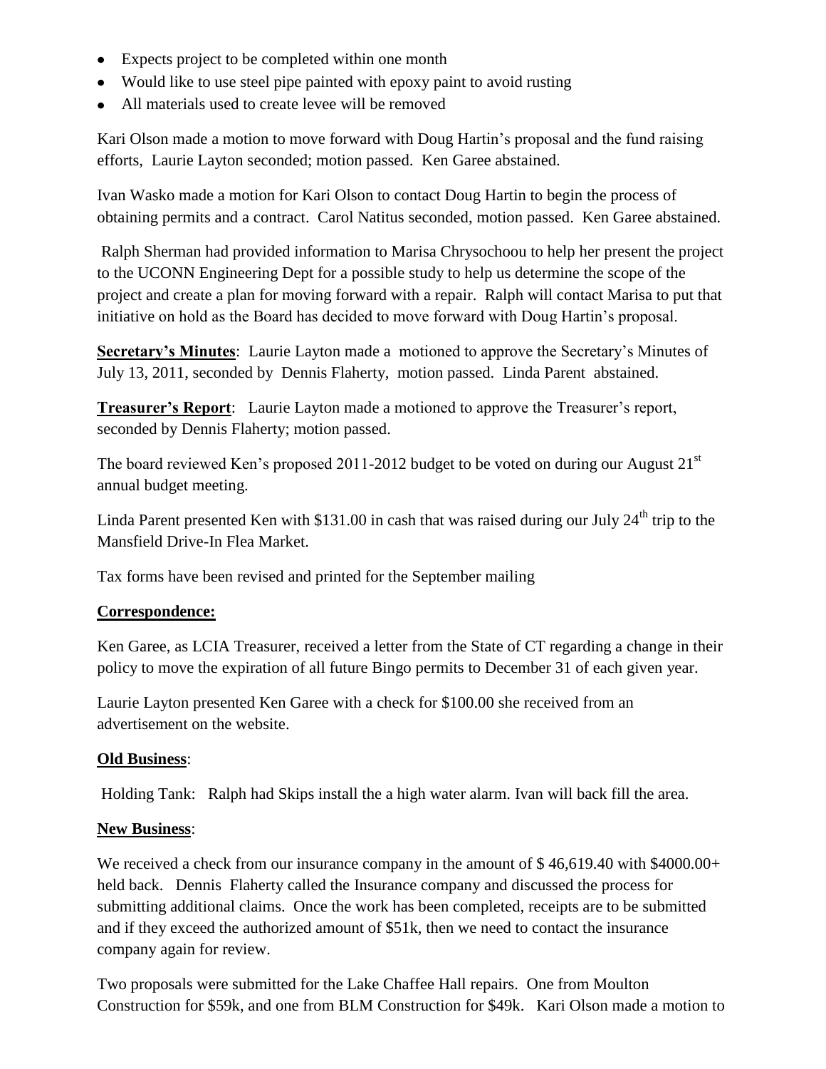- Expects project to be completed within one month
- Would like to use steel pipe painted with epoxy paint to avoid rusting
- All materials used to create levee will be removed

Kari Olson made a motion to move forward with Doug Hartin's proposal and the fund raising efforts, Laurie Layton seconded; motion passed. Ken Garee abstained.

Ivan Wasko made a motion for Kari Olson to contact Doug Hartin to begin the process of obtaining permits and a contract. Carol Natitus seconded, motion passed. Ken Garee abstained.

Ralph Sherman had provided information to Marisa Chrysochoou to help her present the project to the UCONN Engineering Dept for a possible study to help us determine the scope of the project and create a plan for moving forward with a repair. Ralph will contact Marisa to put that initiative on hold as the Board has decided to move forward with Doug Hartin's proposal.

**<u>Secretary's Minutes</u>**: Laurie Layton made a motioned to approve the Secretary's Minutes of July 13, 2011, seconded by Dennis Flaherty, motion passed. Linda Parent abstained.

**<u>Treasurer's Report</u>**: Laurie Layton made a motioned to approve the Treasurer's report, seconded by Dennis Flaherty; motion passed.

The board reviewed Ken's proposed 2011-2012 budget to be voted on during our August 21st annual budget meeting.

Linda Parent presented Ken with $131.00 in cash that was raised during our July 24th trip to the Mansfield Drive-In Flea Market.

Tax forms have been revised and printed for the September mailing

**<u>Correspondence:</u>**

Ken Garee, as LCIA Treasurer, received a letter from the State of CT regarding a change in their policy to move the expiration of all future Bingo permits to December 31 of each given year.

Laurie Layton presented Ken Garee with a check for $100.00 she received from an advertisement on the website.

**<u>Old Business</u>**:

Holding Tank: Ralph had Skips install the a high water alarm. Ivan will back fill the area.

**<u>New Business</u>**:

We received a check from our insurance company in the amount of $ 46,619.40 with $4000.00+ held back. Dennis Flaherty called the Insurance company and discussed the process for submitting additional claims. Once the work has been completed, receipts are to be submitted and if they exceed the authorized amount of $51k, then we need to contact the insurance company again for review.

Two proposals were submitted for the Lake Chaffee Hall repairs. One from Moulton Construction for $59k, and one from BLM Construction for $49k. Kari Olson made a motion to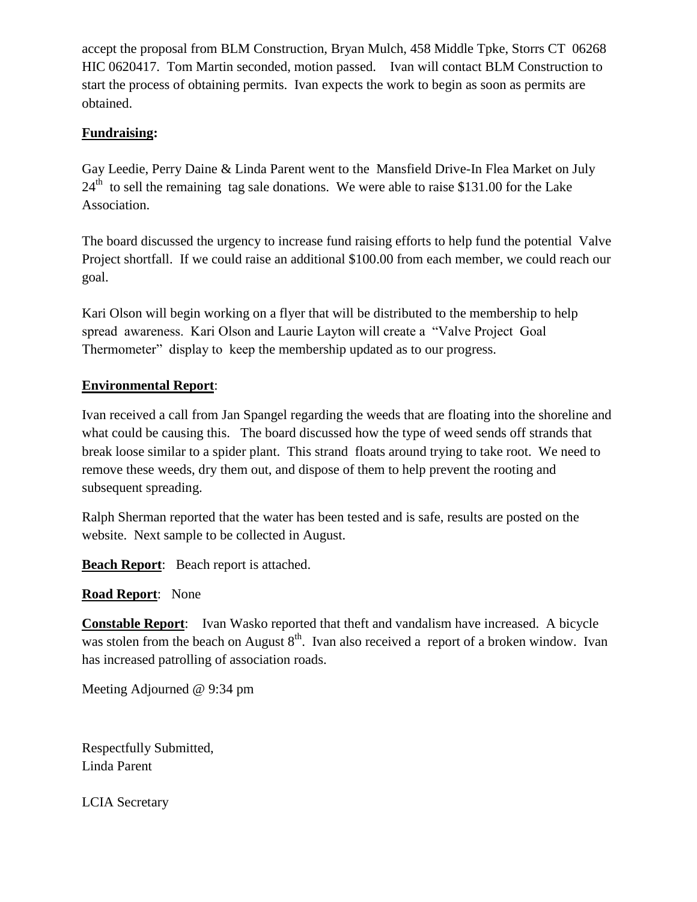accept the proposal from BLM Construction, Bryan Mulch, 458 Middle Tpke, Storrs CT 06268 HIC 0620417. Tom Martin seconded, motion passed. Ivan will contact BLM Construction to start the process of obtaining permits. Ivan expects the work to begin as soon as permits are obtained.

**Fundraising:**

Gay Leedie, Perry Daine & Linda Parent went to the Mansfield Drive-In Flea Market on July 24th to sell the remaining tag sale donations. We were able to raise $131.00 for the Lake Association.

The board discussed the urgency to increase fund raising efforts to help fund the potential Valve Project shortfall. If we could raise an additional $100.00 from each member, we could reach our goal.

Kari Olson will begin working on a flyer that will be distributed to the membership to help spread awareness. Kari Olson and Laurie Layton will create a "Valve Project Goal Thermometer" display to keep the membership updated as to our progress.

**Environmental Report**:

Ivan received a call from Jan Spangel regarding the weeds that are floating into the shoreline and what could be causing this. The board discussed how the type of weed sends off strands that break loose similar to a spider plant. This strand floats around trying to take root. We need to remove these weeds, dry them out, and dispose of them to help prevent the rooting and subsequent spreading.

Ralph Sherman reported that the water has been tested and is safe, results are posted on the website. Next sample to be collected in August.

**Beach Report**: Beach report is attached.

**Road Report**: None

**Constable Report**: Ivan Wasko reported that theft and vandalism have increased. A bicycle was stolen from the beach on August 8th. Ivan also received a report of a broken window. Ivan has increased patrolling of association roads.

Meeting Adjourned @ 9:34 pm

Respectfully Submitted,
Linda Parent

LCIA Secretary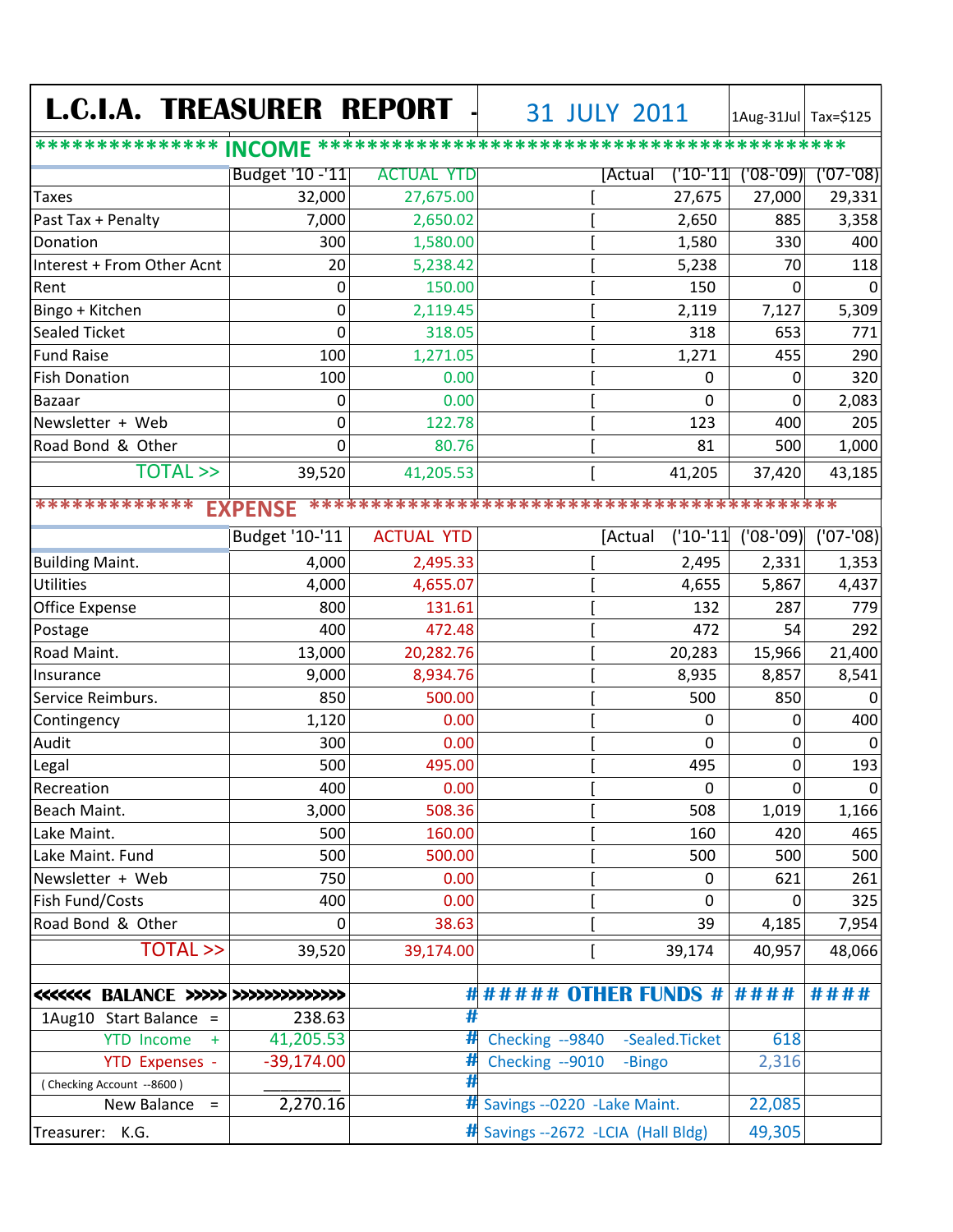# L.C.I.A. TREASURER REPORT - 31 JULY 2011

1Aug-31Jul | Tax=$125

## INCOME

| | Budget '10 -'11 | ACTUAL YTD | [Actual | ('10-'11 | ('08-'09) | ('07-'08) |
|---|---|---|---|---|---|---|
| Taxes | 32,000 | 27,675.00 | [ | 27,675 | 27,000 | 29,331 |
| Past Tax + Penalty | 7,000 | 2,650.02 | [ | 2,650 | 885 | 3,358 |
| Donation | 300 | 1,580.00 | [ | 1,580 | 330 | 400 |
| Interest + From Other Acnt | 20 | 5,238.42 | [ | 5,238 | 70 | 118 |
| Rent | 0 | 150.00 | [ | 150 | 0 | 0 |
| Bingo + Kitchen | 0 | 2,119.45 | [ | 2,119 | 7,127 | 5,309 |
| Sealed Ticket | 0 | 318.05 | [ | 318 | 653 | 771 |
| Fund Raise | 100 | 1,271.05 | [ | 1,271 | 455 | 290 |
| Fish Donation | 100 | 0.00 | [ | 0 | 0 | 320 |
| Bazaar | 0 | 0.00 | [ | 0 | 0 | 2,083 |
| Newsletter + Web | 0 | 122.78 | [ | 123 | 400 | 205 |
| Road Bond & Other | 0 | 80.76 | [ | 81 | 500 | 1,000 |
| TOTAL >> | 39,520 | 41,205.53 | [ | 41,205 | 37,420 | 43,185 |

## EXPENSE

| | Budget '10-'11 | ACTUAL YTD | [Actual | ('10-'11 | ('08-'09) | ('07-'08) |
|---|---|---|---|---|---|---|
| Building Maint. | 4,000 | 2,495.33 | [ | 2,495 | 2,331 | 1,353 |
| Utilities | 4,000 | 4,655.07 | [ | 4,655 | 5,867 | 4,437 |
| Office Expense | 800 | 131.61 | [ | 132 | 287 | 779 |
| Postage | 400 | 472.48 | [ | 472 | 54 | 292 |
| Road Maint. | 13,000 | 20,282.76 | [ | 20,283 | 15,966 | 21,400 |
| Insurance | 9,000 | 8,934.76 | [ | 8,935 | 8,857 | 8,541 |
| Service Reimburs. | 850 | 500.00 | [ | 500 | 850 | 0 |
| Contingency | 1,120 | 0.00 | [ | 0 | 0 | 400 |
| Audit | 300 | 0.00 | [ | 0 | 0 | 0 |
| Legal | 500 | 495.00 | [ | 495 | 0 | 193 |
| Recreation | 400 | 0.00 | [ | 0 | 0 | 0 |
| Beach Maint. | 3,000 | 508.36 | [ | 508 | 1,019 | 1,166 |
| Lake Maint. | 500 | 160.00 | [ | 160 | 420 | 465 |
| Lake Maint. Fund | 500 | 500.00 | [ | 500 | 500 | 500 |
| Newsletter + Web | 750 | 0.00 | [ | 0 | 621 | 261 |
| Fish Fund/Costs | 400 | 0.00 | [ | 0 | 0 | 325 |
| Road Bond & Other | 0 | 38.63 | [ | 39 | 4,185 | 7,954 |
| TOTAL >> | 39,520 | 39,174.00 | [ | 39,174 | 40,957 | 48,066 |

## BALANCE

| <<<<<< BALANCE >>>>> | >>>>>>>>>>>>>> |
|---|---|
| 1Aug10 Start Balance = | 238.63 |
| YTD Income + | 41,205.53 |
| YTD Expenses - | -39,174.00 |
| ( Checking Account --8600 ) | ________ |
| New Balance = | 2,270.16 |

Treasurer: K.G.

## OTHER FUNDS

| Account | Amount |
|---|---|
| Checking --9840 -Sealed.Ticket | 618 |
| Checking --9010 -Bingo | 2,316 |
| Savings --0220 -Lake Maint. | 22,085 |
| Savings --2672 -LCIA (Hall Bldg) | 49,305 |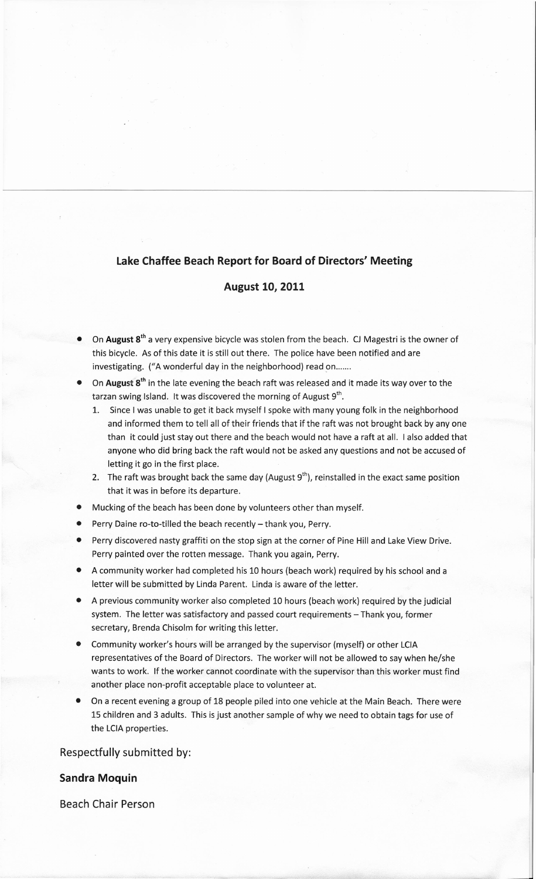## Lake Chaffee Beach Report for Board of Directors' Meeting

### August 10, 2011

- On **August 8th** a very expensive bicycle was stolen from the beach. CJ Magestri is the owner of this bicycle. As of this date it is still out there. The police have been notified and are investigating. ("A wonderful day in the neighborhood) read on.......
- On **August 8th** in the late evening the beach raft was released and it made its way over to the tarzan swing Island. It was discovered the morning of August 9th.
    1. Since I was unable to get it back myself I spoke with many young folk in the neighborhood and informed them to tell all of their friends that if the raft was not brought back by any one than it could just stay out there and the beach would not have a raft at all. I also added that anyone who did bring back the raft would not be asked any questions and not be accused of letting it go in the first place.
    2. The raft was brought back the same day (August 9th), reinstalled in the exact same position that it was in before its departure.
- Mucking of the beach has been done by volunteers other than myself.
- Perry Daine ro-to-tilled the beach recently – thank you, Perry.
- Perry discovered nasty graffiti on the stop sign at the corner of Pine Hill and Lake View Drive. Perry painted over the rotten message. Thank you again, Perry.
- A community worker had completed his 10 hours (beach work) required by his school and a letter will be submitted by Linda Parent. Linda is aware of the letter.
- A previous community worker also completed 10 hours (beach work) required by the judicial system. The letter was satisfactory and passed court requirements – Thank you, former secretary, Brenda Chisolm for writing this letter.
- Community worker's hours will be arranged by the supervisor (myself) or other LCIA representatives of the Board of Directors. The worker will not be allowed to say when he/she wants to work. If the worker cannot coordinate with the supervisor than this worker must find another place non-profit acceptable place to volunteer at.
- On a recent evening a group of 18 people piled into one vehicle at the Main Beach. There were 15 children and 3 adults. This is just another sample of why we need to obtain tags for use of the LCIA properties.

Respectfully submitted by:

**Sandra Moquin**

Beach Chair Person